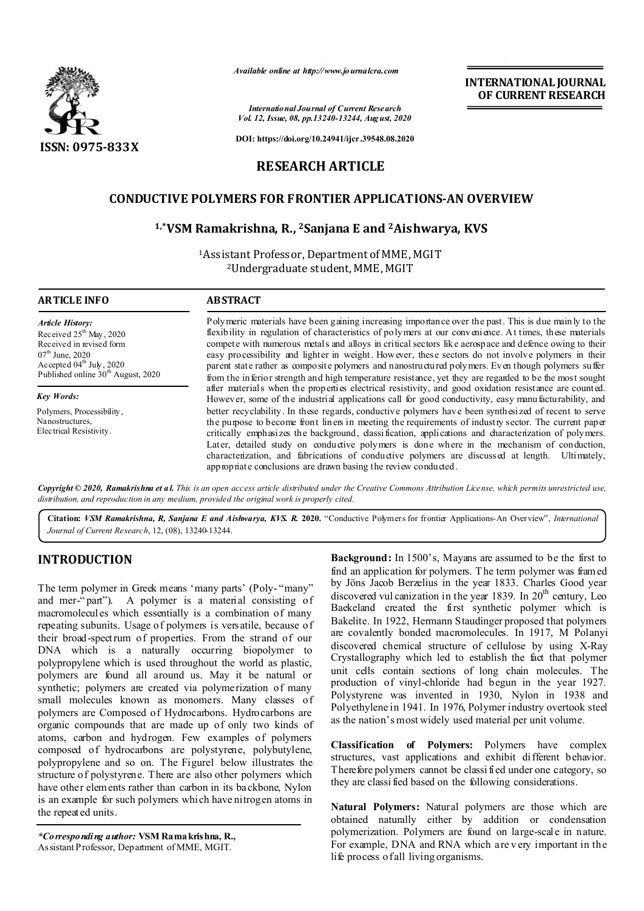ISSN: 0975-833X

*Available online at http://www.journalcra.com*

*International Journal of Current Research*
*Vol. 12, Issue, 08, pp.13240-13244, August, 2020*

**DOI: https://doi.org/10.24941/ijcr.39548.08.2020**

**INTERNATIONAL JOURNAL OF CURRENT RESEARCH**

## RESEARCH ARTICLE

# CONDUCTIVE POLYMERS FOR FRONTIER APPLICATIONS-AN OVERVIEW

**[1,*]VSM Ramakrishna, R., [2]Sanjana E and [2]Aishwarya, KVS**

[1]Assistant Professor, Department of MME, MGIT
[2]Undergraduate student, MME, MGIT

### ARTICLE INFO

*Article History:*
Received 25th May, 2020
Received in revised form
07th June, 2020
Accepted 04th July, 2020
Published online 30th August, 2020

*Key Words:*
Polymers, Processibility, Nanostructures, Electrical Resistivity.

### ABSTRACT

Polymeric materials have been gaining increasing importance over the past. This is due mainly to the flexibility in regulation of characteristics of polymers at our convenience. At times, these materials compete with numerous metals and alloys in critical sectors like aerospace and defence owing to their easy processibility and lighter in weight. However, these sectors do not involve polymers in their parent state rather as composite polymers and nanostructured polymers. Even though polymers suffer from the inferior strength and high temperature resistance, yet they are regarded to be the most sought after materials when the properties electrical resistivity, and good oxidation resistance are counted. However, some of the industrial applications call for good conductivity, easy manufacturability, and better recyclability. In these regards, conductive polymers have been synthesized of recent to serve the purpose to become front liners in meeting the requirements of industry sector. The current paper critically emphasizes the background, classification, applications and characterization of polymers. Later, detailed study on conductive polymers is done where in the mechanism of conduction, characterization, and fabrications of conductive polymers are discussed at length. Ultimately, appropriate conclusions are drawn basing the review conducted.

***Copyright © 2020, Ramakrishna et al.*** *This is an open access article distributed under the Creative Commons Attribution License, which permits unrestricted use, distribution, and reproduction in any medium, provided the original work is properly cited.*

**Citation:** *VSM Ramakrishna, R, Sanjana E and Aishwarya, KVS. R.* **2020.** "Conductive Polymers for frontier Applications-An Overview", *International Journal of Current Research*, 12, (08), 13240-13244.

## INTRODUCTION

The term polymer in Greek means 'many parts' (Poly- "many" and mer-"part"). A polymer is a material consisting of macromolecules which essentially is a combination of many repeating subunits. Usage of polymers is versatile, because of their broad-spectrum of properties. From the strand of our DNA which is a naturally occurring biopolymer to polypropylene which is used throughout the world as plastic, polymers are found all around us. May it be natural or synthetic; polymers are created via polymerization of many small molecules known as monomers. Many classes of polymers are Composed of Hydrocarbons. Hydrocarbons are organic compounds that are made up of only two kinds of atoms, carbon and hydrogen. Few examples of polymers composed of hydrocarbons are polystyrene, polybutylene, polypropylene and so on. The Figure1 below illustrates the structure of polystyrene. There are also other polymers which have other elements rather than carbon in its backbone, Nylon is an example for such polymers which have nitrogen atoms in the repeated units.

***Corresponding author:** **VSM Ramakrishna, R.,**
Assistant Professor, Department of MME, MGIT.

**Background:** In 1500's, Mayans are assumed to be the first to find an application for polymers. The term polymer was framed by Jöns Jacob Berzelius in the year 1833. Charles Good year discovered vulcanization in the year 1839. In 20th century, Leo Baekeland created the first synthetic polymer which is Bakelite. In 1922, Hermann Staudinger proposed that polymers are covalently bonded macromolecules. In 1917, M Polanyi discovered chemical structure of cellulose by using X-Ray Crystallography which led to establish the fact that polymer unit cells contain sections of long chain molecules. The production of vinyl-chloride had begun in the year 1927. Polystyrene was invented in 1930, Nylon in 1938 and Polyethylene in 1941. In 1976, Polymer industry overtook steel as the nation's most widely used material per unit volume.

**Classification of Polymers:** Polymers have complex structures, vast applications and exhibit different behavior. Therefore polymers cannot be classified under one category, so they are classified based on the following considerations.

**Natural Polymers:** Natural polymers are those which are obtained naturally either by addition or condensation polymerization. Polymers are found on large-scale in nature. For example, DNA and RNA which are very important in the life process of all living organisms.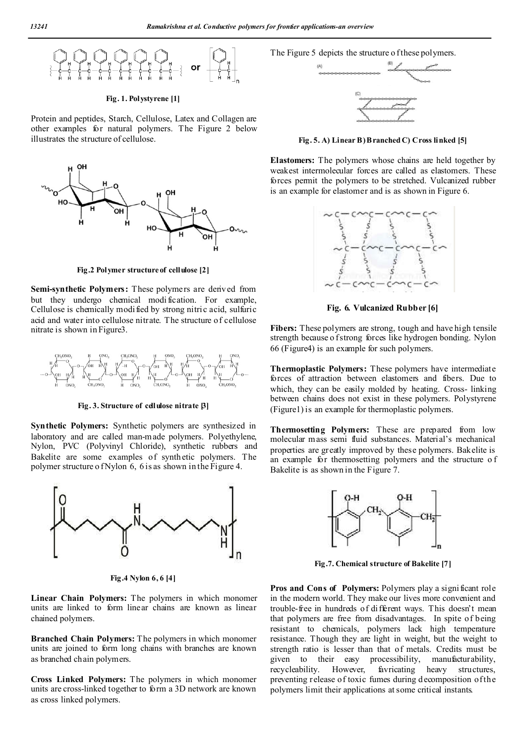Fig. 1. Polystyrene [1]

Protein and peptides, Starch, Cellulose, Latex and Collagen are other examples for natural polymers. The Figure 2 below illustrates the structure of cellulose.

Fig.2 Polymer structure of cellulose [2]

**Semi-synthetic Polymers:** These polymers are derived from but they undergo chemical modification. For example, Cellulose is chemically modified by strong nitric acid, sulfuric acid and water into cellulose nitrate. The structure of cellulose nitrate is shown in Figure3.

Fig. 3. Structure of cellulose nitrate [3]

**Synthetic Polymers:** Synthetic polymers are synthesized in laboratory and are called man-made polymers. Polyethylene, Nylon, PVC (Polyvinyl Chloride), synthetic rubbers and Bakelite are some examples of synthetic polymers. The polymer structure of Nylon 6, 6 is as shown in the Figure 4.

Fig.4 Nylon 6, 6 [4]

**Linear Chain Polymers:** The polymers in which monomer units are linked to form linear chains are known as linear chained polymers.

**Branched Chain Polymers:** The polymers in which monomer units are joined to form long chains with branches are known as branched chain polymers.

**Cross Linked Polymers:** The polymers in which monomer units are cross-linked together to form a 3D network are known as cross linked polymers.

The Figure 5 depicts the structure of these polymers.

Fig. 5. A) Linear B) Branched C) Cross linked [5]

**Elastomers:** The polymers whose chains are held together by weakest intermolecular forces are called as elastomers. These forces permit the polymers to be stretched. Vulcanized rubber is an example for elastomer and is as shown in Figure 6.

Fig. 6. Vulcanized Rubber [6]

**Fibers:** These polymers are strong, tough and have high tensile strength because of strong forces like hydrogen bonding. Nylon 66 (Figure4) is an example for such polymers.

**Thermoplastic Polymers:** These polymers have intermediate forces of attraction between elastomers and fibers. Due to which, they can be easily molded by heating. Cross- linking between chains does not exist in these polymers. Polystyrene (Figure1) is an example for thermoplastic polymers.

**Thermosetting Polymers:** These are prepared from low molecular mass semi fluid substances. Material's mechanical properties are greatly improved by these polymers. Bakelite is an example for thermosetting polymers and the structure of Bakelite is as shown in the Figure 7.

Fig.7. Chemical structure of Bakelite [7]

**Pros and Cons of Polymers:** Polymers play a significant role in the modern world. They make our lives more convenient and trouble-free in hundreds of different ways. This doesn't mean that polymers are free from disadvantages. In spite of being resistant to chemicals, polymers lack high temperature resistance. Though they are light in weight, but the weight to strength ratio is lesser than that of metals. Credits must be given to their easy processibility, manufacturability, recycleability. However, favricating heavy structures, preventing release of toxic fumes during decomposition of the polymers limit their applications at some critical instants.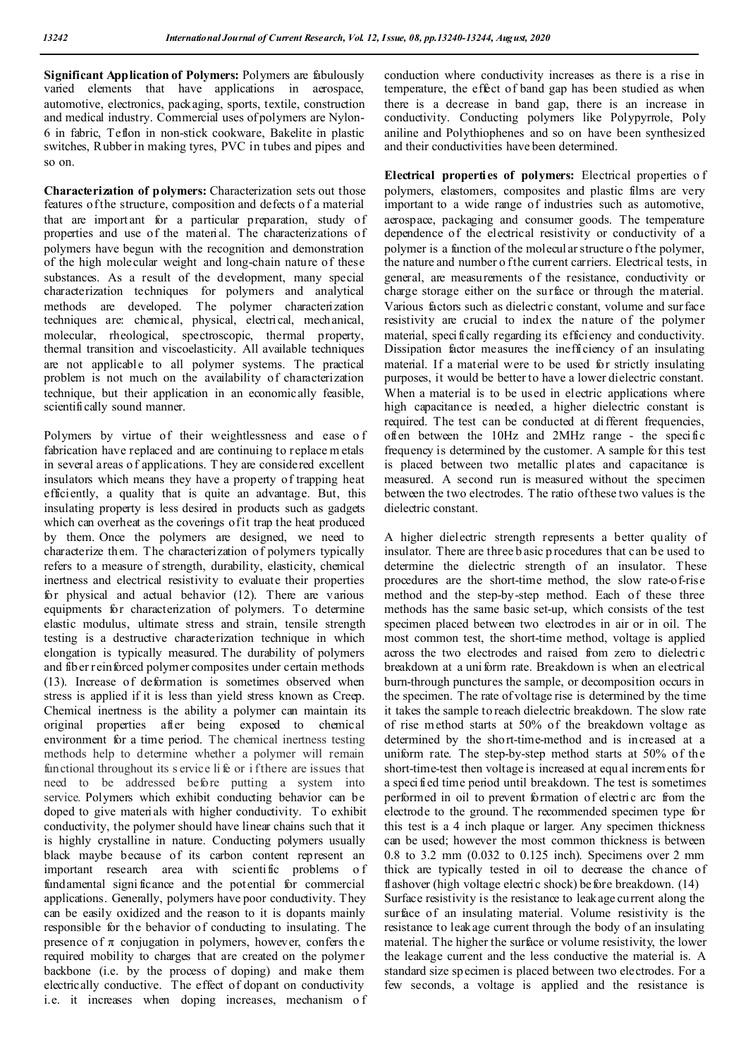**Significant Application of Polymers:** Polymers are fabulously varied elements that have applications in aerospace, automotive, electronics, packaging, sports, textile, construction and medical industry. Commercial uses of polymers are Nylon-6 in fabric, Teflon in non-stick cookware, Bakelite in plastic switches, Rubber in making tyres, PVC in tubes and pipes and so on.

**Characterization of polymers:** Characterization sets out those features of the structure, composition and defects of a material that are important for a particular preparation, study of properties and use of the material. The characterizations of polymers have begun with the recognition and demonstration of the high molecular weight and long-chain nature of these substances. As a result of the development, many special characterization techniques for polymers and analytical methods are developed. The polymer characterization techniques are: chemical, physical, electrical, mechanical, molecular, rheological, spectroscopic, thermal property, thermal transition and viscoelasticity. All available techniques are not applicable to all polymer systems. The practical problem is not much on the availability of characterization technique, but their application in an economically feasible, scientifically sound manner.

Polymers by virtue of their weightlessness and ease of fabrication have replaced and are continuing to replace metals in several areas of applications. They are considered excellent insulators which means they have a property of trapping heat efficiently, a quality that is quite an advantage. But, this insulating property is less desired in products such as gadgets which can overheat as the coverings of it trap the heat produced by them. Once the polymers are designed, we need to characterize them. The characterization of polymers typically refers to a measure of strength, durability, elasticity, chemical inertness and electrical resistivity to evaluate their properties for physical and actual behavior (12). There are various equipments for characterization of polymers. To determine elastic modulus, ultimate stress and strain, tensile strength testing is a destructive characterization technique in which elongation is typically measured. The durability of polymers and fiber reinforced polymer composites under certain methods (13). Increase of deformation is sometimes observed when stress is applied if it is less than yield stress known as Creep. Chemical inertness is the ability a polymer can maintain its original properties after being exposed to chemical environment for a time period. The chemical inertness testing methods help to determine whether a polymer will remain functional throughout its service life or if there are issues that need to be addressed before putting a system into service. Polymers which exhibit conducting behavior can be doped to give materials with higher conductivity. To exhibit conductivity, the polymer should have linear chains such that it is highly crystalline in nature. Conducting polymers usually black maybe because of its carbon content represent an important research area with scientific problems of fundamental significance and the potential for commercial applications. Generally, polymers have poor conductivity. They can be easily oxidized and the reason to it is dopants mainly responsible for the behavior of conducting to insulating. The presence of $\pi$ conjugation in polymers, however, confers the required mobility to charges that are created on the polymer backbone (i.e. by the process of doping) and make them electrically conductive. The effect of dopant on conductivity i.e. it increases when doping increases, mechanism of conduction where conductivity increases as there is a rise in temperature, the effect of band gap has been studied as when there is a decrease in band gap, there is an increase in conductivity. Conducting polymers like Polypyrrole, Poly aniline and Polythiophenes and so on have been synthesized and their conductivities have been determined.

**Electrical properties of polymers:** Electrical properties of polymers, elastomers, composites and plastic films are very important to a wide range of industries such as automotive, aerospace, packaging and consumer goods. The temperature dependence of the electrical resistivity or conductivity of a polymer is a function of the molecular structure of the polymer, the nature and number of the current carriers. Electrical tests, in general, are measurements of the resistance, conductivity or charge storage either on the surface or through the material. Various factors such as dielectric constant, volume and surface resistivity are crucial to index the nature of the polymer material, specifically regarding its efficiency and conductivity. Dissipation factor measures the inefficiency of an insulating material. If a material were to be used for strictly insulating purposes, it would be better to have a lower dielectric constant. When a material is to be used in electric applications where high capacitance is needed, a higher dielectric constant is required. The test can be conducted at different frequencies, often between the 10Hz and 2MHz range - the specific frequency is determined by the customer. A sample for this test is placed between two metallic plates and capacitance is measured. A second run is measured without the specimen between the two electrodes. The ratio of these two values is the dielectric constant.

A higher dielectric strength represents a better quality of insulator. There are three basic procedures that can be used to determine the dielectric strength of an insulator. These procedures are the short-time method, the slow rate-of-rise method and the step-by-step method. Each of these three methods has the same basic set-up, which consists of the test specimen placed between two electrodes in air or in oil. The most common test, the short-time method, voltage is applied across the two electrodes and raised from zero to dielectric breakdown at a uniform rate. Breakdown is when an electrical burn-through punctures the sample, or decomposition occurs in the specimen. The rate of voltage rise is determined by the time it takes the sample to reach dielectric breakdown. The slow rate of rise method starts at 50% of the breakdown voltage as determined by the short-time-method and is increased at a uniform rate. The step-by-step method starts at 50% of the short-time-test then voltage is increased at equal increments for a specified time period until breakdown. The test is sometimes performed in oil to prevent formation of electric arc from the electrode to the ground. The recommended specimen type for this test is a 4 inch plaque or larger. Any specimen thickness can be used; however the most common thickness is between 0.8 to 3.2 mm (0.032 to 0.125 inch). Specimens over 2 mm thick are typically tested in oil to decrease the chance of flashover (high voltage electric shock) before breakdown. (14)
Surface resistivity is the resistance to leakage current along the surface of an insulating material. Volume resistivity is the resistance to leakage current through the body of an insulating material. The higher the surface or volume resistivity, the lower the leakage current and the less conductive the material is. A standard size specimen is placed between two electrodes. For a few seconds, a voltage is applied and the resistance is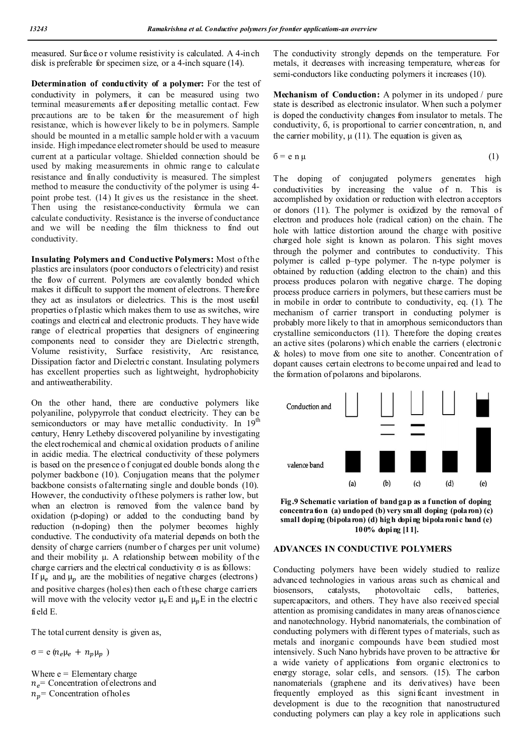measured. Surface or volume resistivity is calculated. A 4-inch disk is preferable for specimen size, or a 4-inch square (14).

**Determination of conductivity of a polymer:** For the test of conductivity in polymers, it can be measured using two terminal measurements after depositing metallic contact. Few precautions are to be taken for the measurement of high resistance, which is however likely to be in polymers. Sample should be mounted in a metallic sample holder with a vacuum inside. High impedance electrometer should be used to measure current at a particular voltage. Shielded connection should be used by making measurements in ohmic range to calculate resistance and finally conductivity is measured. The simplest method to measure the conductivity of the polymer is using 4-point probe test. (14) It gives us the resistance in the sheet. Then using the resistance-conductivity formula we can calculate conductivity. Resistance is the inverse of conductance and we will be needing the film thickness to find out conductivity.

**Insulating Polymers and Conductive Polymers:** Most of the plastics are insulators (poor conductors of electricity) and resist the flow of current. Polymers are covalently bonded which makes it difficult to support the moment of electrons. Therefore they act as insulators or dielectrics. This is the most useful properties of plastic which makes them to use as switches, wire coatings and electrical and electronic products. They have wide range of electrical properties that designers of engineering components need to consider they are Dielectric strength, Volume resistivity, Surface resistivity, Arc resistance, Dissipation factor and Dielectric constant. Insulating polymers has excellent properties such as lightweight, hydrophobicity and antiweatherability.

On the other hand, there are conductive polymers like polyaniline, polypyrrole that conduct electricity. They can be semiconductors or may have metallic conductivity. In 19th century, Henry Letheby discovered polyaniline by investigating the electrochemical and chemical oxidation products of aniline in acidic media. The electrical conductivity of these polymers is based on the presence of conjugated double bonds along the polymer backbone (10). Conjugation means that the polymer backbone consists of alternating single and double bonds (10). However, the conductivity of these polymers is rather low, but when an electron is removed from the valence band by oxidation (p-doping) or added to the conducting band by reduction (n-doping) then the polymer becomes highly conductive. The conductivity of a material depends on both the density of charge carriers (number of charges per unit volume) and their mobility μ. A relationship between mobility of the charge carriers and the electrical conductivity σ is as follows:

If $\mu_e$ and $\mu_p$ are the mobilities of negative charges (electrons) and positive charges (holes) then each of these charge carriers will move with the velocity vector $\mu_e E$ and $\mu_p E$ in the electric field E.

The total current density is given as,

$$\sigma = e\,(n_e\mu_e + n_p\mu_p)$$

Where e = Elementary charge
$n_e$= Concentration of electrons and
$n_p$= Concentration of holes

The conductivity strongly depends on the temperature. For metals, it decreases with increasing temperature, whereas for semi-conductors like conducting polymers it increases (10).

**Mechanism of Conduction:** A polymer in its undoped / pure state is described as electronic insulator. When such a polymer is doped the conductivity changes from insulator to metals. The conductivity, б, is proportional to carrier concentration, n, and the carrier mobility, μ (11). The equation is given as,

$$б = e\, n\, \mu \tag{1}$$

The doping of conjugated polymers generates high conductivities by increasing the value of n. This is accomplished by oxidation or reduction with electron acceptors or donors (11). The polymer is oxidized by the removal of electron and produces hole (radical cation) on the chain. The hole with lattice distortion around the charge with positive charged hole sight is known as polaron. This sight moves through the polymer and contributes to conductivity. This polymer is called p–type polymer. The n-type polymer is obtained by reduction (adding electron to the chain) and this process produces polaron with negative charge. The doping process produce carriers in polymers, but these carriers must be in mobile in order to contribute to conductivity, eq. (1). The mechanism of carrier transport in conducting polymer is probably more likely to that in amorphous semiconductors than crystalline semiconductors (11). Therefore the doping creates an active sites (polarons) which enable the carriers (electronic & holes) to move from one site to another. Concentration of dopant causes certain electrons to become unpaired and lead to the formation of polarons and bipolarons.

**Fig.9 Schematic variation of band gap as a function of doping concentration (a) undoped (b) very small doping (polaron) (c) small doping (bipolaron) (d) high doping bipolaronic band (e) 100% doping [11].**

## ADVANCES IN CONDUCTIVE POLYMERS

Conducting polymers have been widely studied to realize advanced technologies in various areas such as chemical and biosensors, catalysts, photovoltaic cells, batteries, supercapacitors, and others. They have also received special attention as promising candidates in many areas of nanoscience and nanotechnology. Hybrid nanomaterials, the combination of conducting polymers with different types of materials, such as metals and inorganic compounds have been studied most intensively. Such Nano hybrids have proven to be attractive for a wide variety of applications from organic electronics to energy storage, solar cells, and sensors. (15). The carbon nanomaterials (graphene and its derivatives) have been frequently employed as this significant investment in development is due to the recognition that nanostructured conducting polymers can play a key role in applications such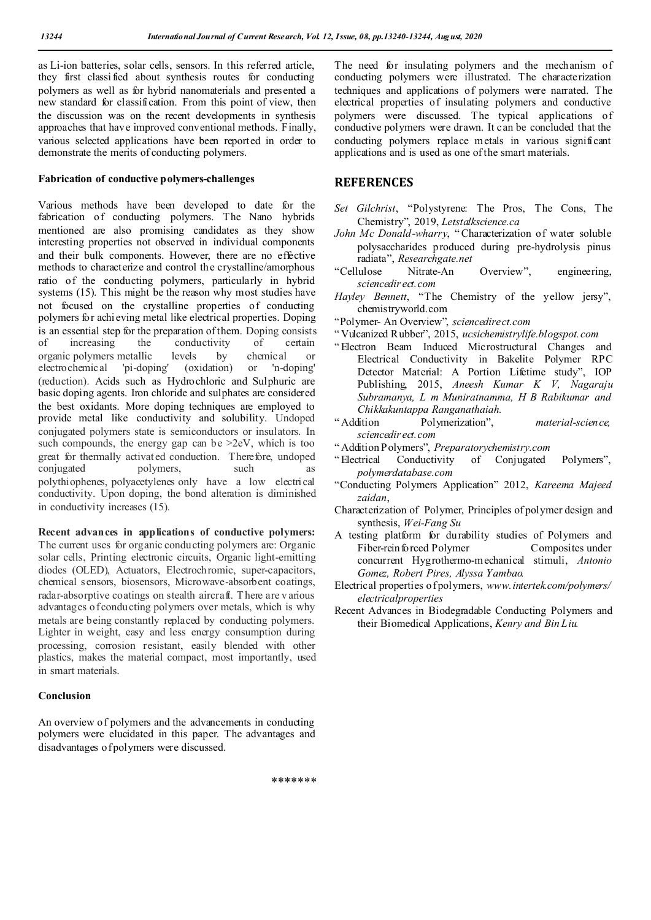as Li-ion batteries, solar cells, sensors. In this referred article, they first classified about synthesis routes for conducting polymers as well as for hybrid nanomaterials and presented a new standard for classification. From this point of view, then the discussion was on the recent developments in synthesis approaches that have improved conventional methods. Finally, various selected applications have been reported in order to demonstrate the merits of conducting polymers.

**Fabrication of conductive polymers-challenges**

Various methods have been developed to date for the fabrication of conducting polymers. The Nano hybrids mentioned are also promising candidates as they show interesting properties not observed in individual components and their bulk components. However, there are no effective methods to characterize and control the crystalline/amorphous ratio of the conducting polymers, particularly in hybrid systems (15). This might be the reason why most studies have not focused on the crystalline properties of conducting polymers for achieving metal like electrical properties. Doping is an essential step for the preparation of them. Doping consists of increasing the conductivity of certain organic polymers metallic levels by chemical or electrochemical 'pi-doping' (oxidation) or 'n-doping' (reduction). Acids such as Hydrochloric and Sulphuric are basic doping agents. Iron chloride and sulphates are considered the best oxidants. More doping techniques are employed to provide metal like conductivity and solubility. Undoped conjugated polymers state is semiconductors or insulators. In such compounds, the energy gap can be >2eV, which is too great for thermally activated conduction. Therefore, undoped conjugated polymers, such as polythiophenes, polyacetylenes only have a low electrical conductivity. Upon doping, the bond alteration is diminished in conductivity increases (15).

**Recent advances in applications of conductive polymers:** The current uses for organic conducting polymers are: Organic solar cells, Printing electronic circuits, Organic light-emitting diodes (OLED), Actuators, Electrochromic, super-capacitors, chemical sensors, biosensors, Microwave-absorbent coatings, radar-absorptive coatings on stealth aircraft. There are various advantages of conducting polymers over metals, which is why metals are being constantly replaced by conducting polymers. Lighter in weight, easy and less energy consumption during processing, corrosion resistant, easily blended with other plastics, makes the material compact, most importantly, used in smart materials.

**Conclusion**

An overview of polymers and the advancements in conducting polymers were elucidated in this paper. The advantages and disadvantages of polymers were discussed. The need for insulating polymers and the mechanism of conducting polymers were illustrated. The characterization techniques and applications of polymers were narrated. The electrical properties of insulating polymers and conductive polymers were discussed. The typical applications of conductive polymers were drawn. It can be concluded that the conducting polymers replace metals in various significant applications and is used as one of the smart materials.

\*\*\*\*\*\*\*

## REFERENCES

*Set Gilchrist*, "Polystyrene: The Pros, The Cons, The Chemistry", 2019, *Letstalkscience.ca*

*John Mc Donald-wharry*, "Characterization of water soluble polysaccharides produced during pre-hydrolysis pinus radiata", *Researchgate.net*

"Cellulose Nitrate-An Overview", engineering, *sciencedirect.com*

*Hayley Bennett*, "The Chemistry of the yellow jersy", chemistryworld.com

"Polymer- An Overview", *sciencedirect.com*

"Vulcanized Rubber", 2015, *ucsichemistrylife.blogspot.com*

"Electron Beam Induced Microstructural Changes and Electrical Conductivity in Bakelite Polymer RPC Detector Material: A Portion Lifetime study", IOP Publishing, 2015, *Aneesh Kumar K V, Nagaraju Subramanya, L m Muniratnamma, H B Rabikumar and Chikkakuntappa Ranganathaiah.*

"Addition Polymerization", *material-science, sciencedirect.com*

"Addition Polymers", *Preparatorychemistry.com*

"Electrical Conductivity of Conjugated Polymers", *polymerdatabase.com*

"Conducting Polymers Application" 2012, *Kareema Majeed zaidan*,

Characterization of Polymer, Principles of polymer design and synthesis, *Wei-Fang Su*

A testing platform for durability studies of Polymers and Fiber-reinforced Polymer Composites under concurrent Hygrothermo-mechanical stimuli, *Antonio Gomez, Robert Pires, Alyssa Yambao.*

Electrical properties of polymers, *www.intertek.com/polymers/electricalproperties*

Recent Advances in Biodegradable Conducting Polymers and their Biomedical Applications, *Kenry and Bin Liu.*